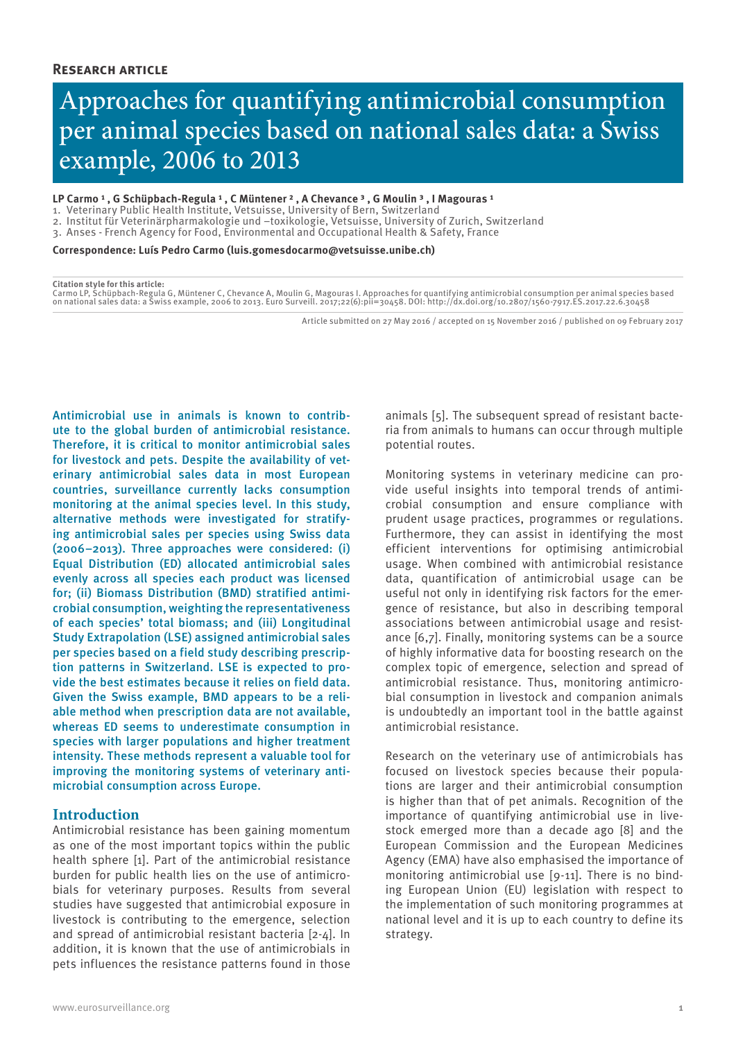**Research article**

# Approaches for quantifying antimicrobial consumption per animal species based on national sales data: a Swiss example, 2006 to 2013

**LP Carmo [1], G Schüpbach-Regula [1], C Müntener [2], A Chevance [3], G Moulin [3], I Magouras [1]**

1. Veterinary Public Health Institute, Vetsuisse, University of Bern, Switzerland
2. Institut für Veterinärpharmakologie und –toxikologie, Vetsuisse, University of Zurich, Switzerland
3. Anses - French Agency for Food, Environmental and Occupational Health & Safety, France

**Correspondence: Luís Pedro Carmo (luis.gomesdocarmo@vetsuisse.unibe.ch)**

**Citation style for this article:**
Carmo LP, Schüpbach-Regula G, Müntener C, Chevance A, Moulin G, Magouras I. Approaches for quantifying antimicrobial consumption per animal species based on national sales data: a Swiss example, 2006 to 2013. Euro Surveill. 2017;22(6):pii=30458. DOI: http://dx.doi.org/10.2807/1560-7917.ES.2017.22.6.30458

Article submitted on 27 May 2016 / accepted on 15 November 2016 / published on 09 February 2017

Antimicrobial use in animals is known to contribute to the global burden of antimicrobial resistance. Therefore, it is critical to monitor antimicrobial sales for livestock and pets. Despite the availability of veterinary antimicrobial sales data in most European countries, surveillance currently lacks consumption monitoring at the animal species level. In this study, alternative methods were investigated for stratifying antimicrobial sales per species using Swiss data (2006–2013). Three approaches were considered: (i) Equal Distribution (ED) allocated antimicrobial sales evenly across all species each product was licensed for; (ii) Biomass Distribution (BMD) stratified antimicrobial consumption, weighting the representativeness of each species' total biomass; and (iii) Longitudinal Study Extrapolation (LSE) assigned antimicrobial sales per species based on a field study describing prescription patterns in Switzerland. LSE is expected to provide the best estimates because it relies on field data. Given the Swiss example, BMD appears to be a reliable method when prescription data are not available, whereas ED seems to underestimate consumption in species with larger populations and higher treatment intensity. These methods represent a valuable tool for improving the monitoring systems of veterinary antimicrobial consumption across Europe.

## Introduction

Antimicrobial resistance has been gaining momentum as one of the most important topics within the public health sphere [1]. Part of the antimicrobial resistance burden for public health lies on the use of antimicrobials for veterinary purposes. Results from several studies have suggested that antimicrobial exposure in livestock is contributing to the emergence, selection and spread of antimicrobial resistant bacteria [2-4]. In addition, it is known that the use of antimicrobials in pets influences the resistance patterns found in those animals [5]. The subsequent spread of resistant bacteria from animals to humans can occur through multiple potential routes.

Monitoring systems in veterinary medicine can provide useful insights into temporal trends of antimicrobial consumption and ensure compliance with prudent usage practices, programmes or regulations. Furthermore, they can assist in identifying the most efficient interventions for optimising antimicrobial usage. When combined with antimicrobial resistance data, quantification of antimicrobial usage can be useful not only in identifying risk factors for the emergence of resistance, but also in describing temporal associations between antimicrobial usage and resistance [6,7]. Finally, monitoring systems can be a source of highly informative data for boosting research on the complex topic of emergence, selection and spread of antimicrobial resistance. Thus, monitoring antimicrobial consumption in livestock and companion animals is undoubtedly an important tool in the battle against antimicrobial resistance.

Research on the veterinary use of antimicrobials has focused on livestock species because their populations are larger and their antimicrobial consumption is higher than that of pet animals. Recognition of the importance of quantifying antimicrobial use in livestock emerged more than a decade ago [8] and the European Commission and the European Medicines Agency (EMA) have also emphasised the importance of monitoring antimicrobial use [9-11]. There is no binding European Union (EU) legislation with respect to the implementation of such monitoring programmes at national level and it is up to each country to define its strategy.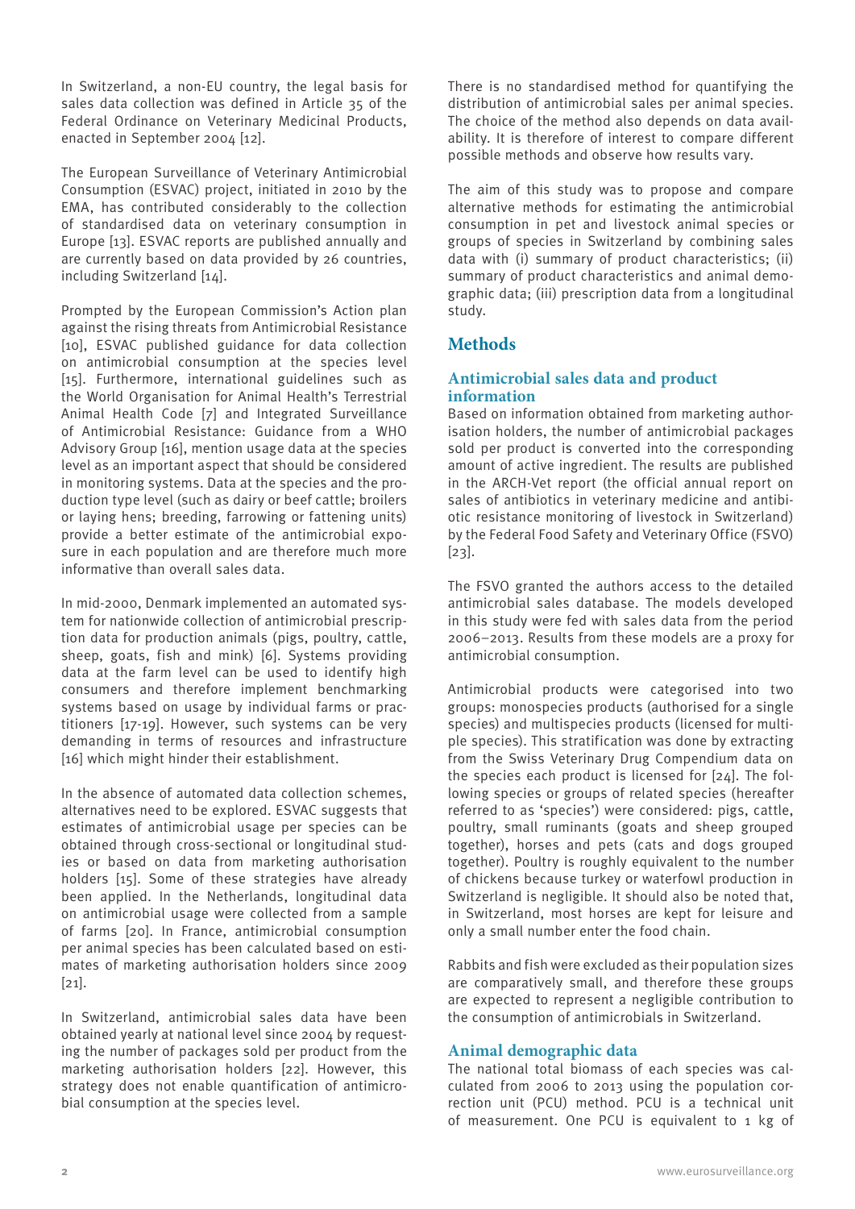In Switzerland, a non-EU country, the legal basis for sales data collection was defined in Article 35 of the Federal Ordinance on Veterinary Medicinal Products, enacted in September 2004 [12].

The European Surveillance of Veterinary Antimicrobial Consumption (ESVAC) project, initiated in 2010 by the EMA, has contributed considerably to the collection of standardised data on veterinary consumption in Europe [13]. ESVAC reports are published annually and are currently based on data provided by 26 countries, including Switzerland [14].

Prompted by the European Commission's Action plan against the rising threats from Antimicrobial Resistance [10], ESVAC published guidance for data collection on antimicrobial consumption at the species level [15]. Furthermore, international guidelines such as the World Organisation for Animal Health's Terrestrial Animal Health Code [7] and Integrated Surveillance of Antimicrobial Resistance: Guidance from a WHO Advisory Group [16], mention usage data at the species level as an important aspect that should be considered in monitoring systems. Data at the species and the production type level (such as dairy or beef cattle; broilers or laying hens; breeding, farrowing or fattening units) provide a better estimate of the antimicrobial exposure in each population and are therefore much more informative than overall sales data.

In mid-2000, Denmark implemented an automated system for nationwide collection of antimicrobial prescription data for production animals (pigs, poultry, cattle, sheep, goats, fish and mink) [6]. Systems providing data at the farm level can be used to identify high consumers and therefore implement benchmarking systems based on usage by individual farms or practitioners [17-19]. However, such systems can be very demanding in terms of resources and infrastructure [16] which might hinder their establishment.

In the absence of automated data collection schemes, alternatives need to be explored. ESVAC suggests that estimates of antimicrobial usage per species can be obtained through cross-sectional or longitudinal studies or based on data from marketing authorisation holders [15]. Some of these strategies have already been applied. In the Netherlands, longitudinal data on antimicrobial usage were collected from a sample of farms [20]. In France, antimicrobial consumption per animal species has been calculated based on estimates of marketing authorisation holders since 2009 [21].

In Switzerland, antimicrobial sales data have been obtained yearly at national level since 2004 by requesting the number of packages sold per product from the marketing authorisation holders [22]. However, this strategy does not enable quantification of antimicrobial consumption at the species level.

There is no standardised method for quantifying the distribution of antimicrobial sales per animal species. The choice of the method also depends on data availability. It is therefore of interest to compare different possible methods and observe how results vary.

The aim of this study was to propose and compare alternative methods for estimating the antimicrobial consumption in pet and livestock animal species or groups of species in Switzerland by combining sales data with (i) summary of product characteristics; (ii) summary of product characteristics and animal demographic data; (iii) prescription data from a longitudinal study.

# Methods

## Antimicrobial sales data and product information

Based on information obtained from marketing authorisation holders, the number of antimicrobial packages sold per product is converted into the corresponding amount of active ingredient. The results are published in the ARCH-Vet report (the official annual report on sales of antibiotics in veterinary medicine and antibiotic resistance monitoring of livestock in Switzerland) by the Federal Food Safety and Veterinary Office (FSVO) [23].

The FSVO granted the authors access to the detailed antimicrobial sales database. The models developed in this study were fed with sales data from the period 2006–2013. Results from these models are a proxy for antimicrobial consumption.

Antimicrobial products were categorised into two groups: monospecies products (authorised for a single species) and multispecies products (licensed for multiple species). This stratification was done by extracting from the Swiss Veterinary Drug Compendium data on the species each product is licensed for [24]. The following species or groups of related species (hereafter referred to as 'species') were considered: pigs, cattle, poultry, small ruminants (goats and sheep grouped together), horses and pets (cats and dogs grouped together). Poultry is roughly equivalent to the number of chickens because turkey or waterfowl production in Switzerland is negligible. It should also be noted that, in Switzerland, most horses are kept for leisure and only a small number enter the food chain.

Rabbits and fish were excluded as their population sizes are comparatively small, and therefore these groups are expected to represent a negligible contribution to the consumption of antimicrobials in Switzerland.

## Animal demographic data

The national total biomass of each species was calculated from 2006 to 2013 using the population correction unit (PCU) method. PCU is a technical unit of measurement. One PCU is equivalent to 1 kg of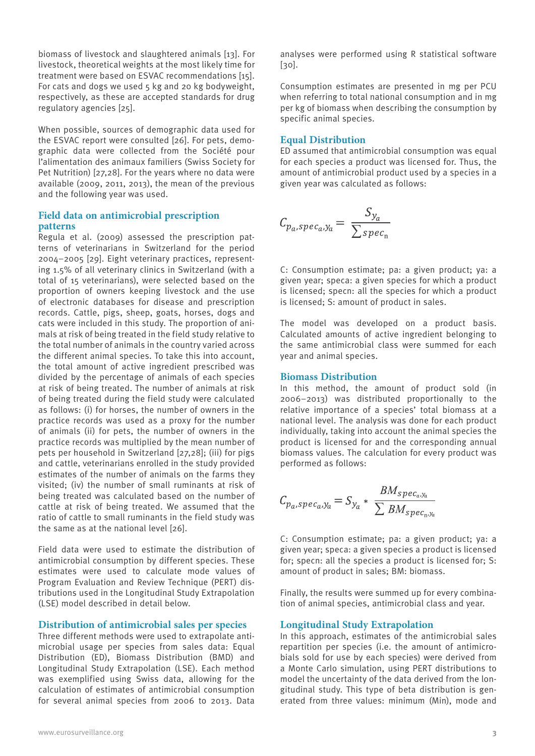biomass of livestock and slaughtered animals [13]. For livestock, theoretical weights at the most likely time for treatment were based on ESVAC recommendations [15]. For cats and dogs we used 5 kg and 20 kg bodyweight, respectively, as these are accepted standards for drug regulatory agencies [25].

When possible, sources of demographic data used for the ESVAC report were consulted [26]. For pets, demographic data were collected from the Société pour l'alimentation des animaux familiers (Swiss Society for Pet Nutrition) [27,28]. For the years where no data were available (2009, 2011, 2013), the mean of the previous and the following year was used.

### Field data on antimicrobial prescription patterns

Regula et al. (2009) assessed the prescription patterns of veterinarians in Switzerland for the period 2004–2005 [29]. Eight veterinary practices, representing 1.5% of all veterinary clinics in Switzerland (with a total of 15 veterinarians), were selected based on the proportion of owners keeping livestock and the use of electronic databases for disease and prescription records. Cattle, pigs, sheep, goats, horses, dogs and cats were included in this study. The proportion of animals at risk of being treated in the field study relative to the total number of animals in the country varied across the different animal species. To take this into account, the total amount of active ingredient prescribed was divided by the percentage of animals of each species at risk of being treated. The number of animals at risk of being treated during the field study were calculated as follows: (i) for horses, the number of owners in the practice records was used as a proxy for the number of animals (ii) for pets, the number of owners in the practice records was multiplied by the mean number of pets per household in Switzerland [27,28]; (iii) for pigs and cattle, veterinarians enrolled in the study provided estimates of the number of animals on the farms they visited; (iv) the number of small ruminants at risk of being treated was calculated based on the number of cattle at risk of being treated. We assumed that the ratio of cattle to small ruminants in the field study was the same as at the national level [26].

Field data were used to estimate the distribution of antimicrobial consumption by different species. These estimates were used to calculate mode values of Program Evaluation and Review Technique (PERT) distributions used in the Longitudinal Study Extrapolation (LSE) model described in detail below.

### Distribution of antimicrobial sales per species

Three different methods were used to extrapolate antimicrobial usage per species from sales data: Equal Distribution (ED), Biomass Distribution (BMD) and Longitudinal Study Extrapolation (LSE). Each method was exemplified using Swiss data, allowing for the calculation of estimates of antimicrobial consumption for several animal species from 2006 to 2013. Data analyses were performed using R statistical software [30].

Consumption estimates are presented in mg per PCU when referring to total national consumption and in mg per kg of biomass when describing the consumption by specific animal species.

### Equal Distribution

ED assumed that antimicrobial consumption was equal for each species a product was licensed for. Thus, the amount of antimicrobial product used by a species in a given year was calculated as follows:

$$C_{p_a, spec_a, y_a} = \frac{S_{y_a}}{\sum spec_n}$$

C: Consumption estimate; pa: a given product; ya: a given year; speca: a given species for which a product is licensed; specn: all the species for which a product is licensed; S: amount of product in sales.

The model was developed on a product basis. Calculated amounts of active ingredient belonging to the same antimicrobial class were summed for each year and animal species.

### Biomass Distribution

In this method, the amount of product sold (in 2006–2013) was distributed proportionally to the relative importance of a species' total biomass at a national level. The analysis was done for each product individually, taking into account the animal species the product is licensed for and the corresponding annual biomass values. The calculation for every product was performed as follows:

$$C_{p_a, spec_a, y_a} = S_{y_a} * \frac{BM_{spec_a, y_a}}{\sum BM_{spec_n, y_a}}$$

C: Consumption estimate; pa: a given product; ya: a given year; speca: a given species a product is licensed for; specn: all the species a product is licensed for; S: amount of product in sales; BM: biomass.

Finally, the results were summed up for every combination of animal species, antimicrobial class and year.

### Longitudinal Study Extrapolation

In this approach, estimates of the antimicrobial sales repartition per species (i.e. the amount of antimicrobials sold for use by each species) were derived from a Monte Carlo simulation, using PERT distributions to model the uncertainty of the data derived from the longitudinal study. This type of beta distribution is generated from three values: minimum (Min), mode and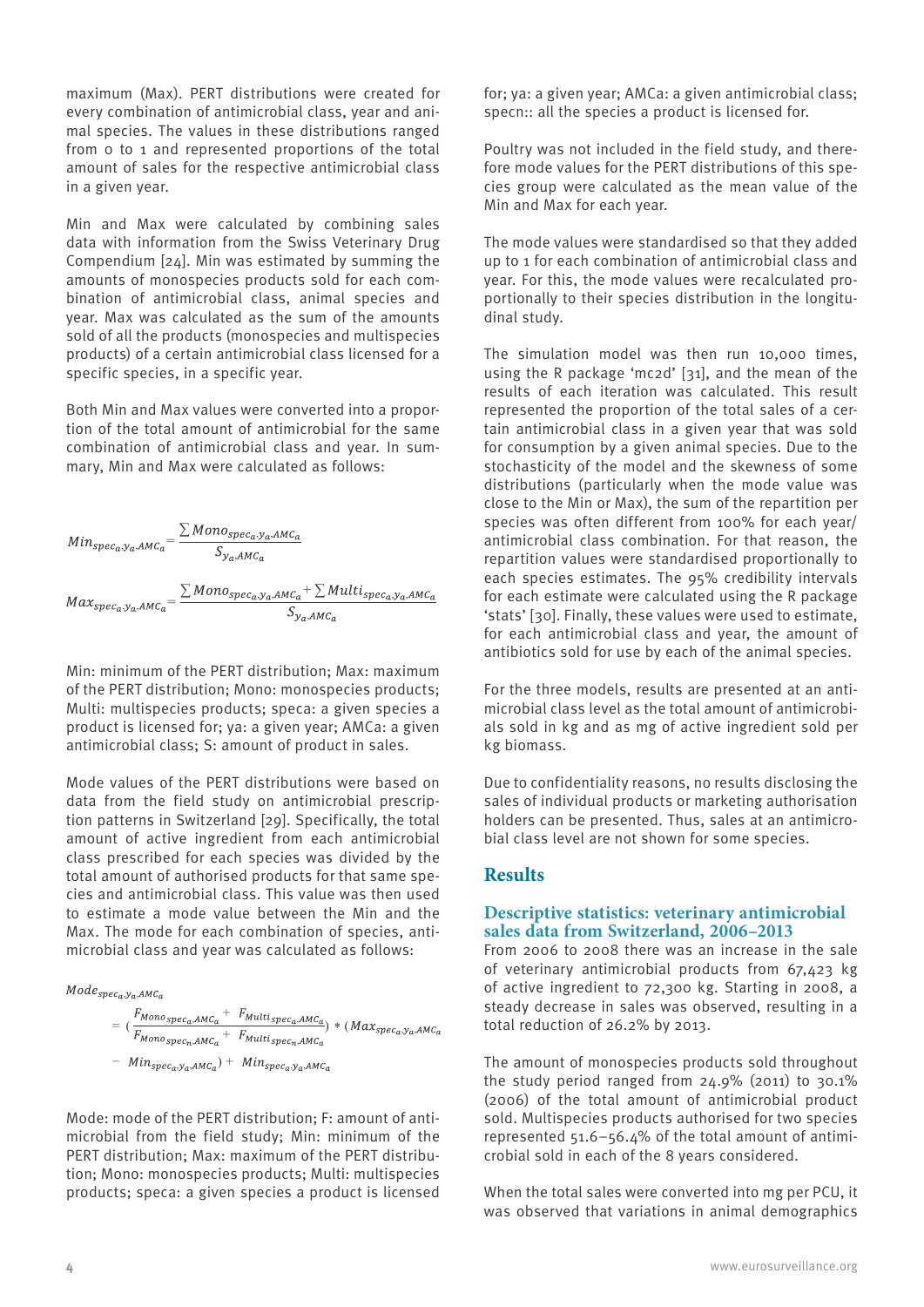maximum (Max). PERT distributions were created for every combination of antimicrobial class, year and animal species. The values in these distributions ranged from 0 to 1 and represented proportions of the total amount of sales for the respective antimicrobial class in a given year.

Min and Max were calculated by combining sales data with information from the Swiss Veterinary Drug Compendium [24]. Min was estimated by summing the amounts of monospecies products sold for each combination of antimicrobial class, animal species and year. Max was calculated as the sum of the amounts sold of all the products (monospecies and multispecies products) of a certain antimicrobial class licensed for a specific species, in a specific year.

Both Min and Max values were converted into a proportion of the total amount of antimicrobial for the same combination of antimicrobial class and year. In summary, Min and Max were calculated as follows:

$$Min_{spec_a.y_a.AMC_a} = \frac{\sum Mono_{spec_a.y_a.AMC_a}}{S_{y_a.AMC_a}}$$

$$Max_{spec_a.y_a.AMC_a} = \frac{\sum Mono_{spec_a.y_a.AMC_a} + \sum Multi_{spec_a.y_a.AMC_a}}{S_{y_a.AMC_a}}$$

Min: minimum of the PERT distribution; Max: maximum of the PERT distribution; Mono: monospecies products; Multi: multispecies products; speca: a given species a product is licensed for; ya: a given year; AMCa: a given antimicrobial class; S: amount of product in sales.

Mode values of the PERT distributions were based on data from the field study on antimicrobial prescription patterns in Switzerland [29]. Specifically, the total amount of active ingredient from each antimicrobial class prescribed for each species was divided by the total amount of authorised products for that same species and antimicrobial class. This value was then used to estimate a mode value between the Min and the Max. The mode for each combination of species, antimicrobial class and year was calculated as follows:

$$Mode_{spec_a.y_a.AMC_a} = \left(\frac{F_{Mono\,spec_a.AMC_a} + F_{Multi\,spec_a.AMC_a}}{F_{Mono\,spec_n.AMC_a} + F_{Multi\,spec_n.AMC_a}}\right) * (Max_{spec_a.y_a.AMC_a} - Min_{spec_a.y_a.AMC_a}) + Min_{spec_a.y_a.AMC_a}$$

Mode: mode of the PERT distribution; F: amount of antimicrobial from the field study; Min: minimum of the PERT distribution; Max: maximum of the PERT distribution; Mono: monospecies products; Multi: multispecies products; speca: a given species a product is licensed for; ya: a given year; AMCa: a given antimicrobial class; specn:: all the species a product is licensed for.

Poultry was not included in the field study, and therefore mode values for the PERT distributions of this species group were calculated as the mean value of the Min and Max for each year.

The mode values were standardised so that they added up to 1 for each combination of antimicrobial class and year. For this, the mode values were recalculated proportionally to their species distribution in the longitudinal study.

The simulation model was then run 10,000 times, using the R package 'mc2d' [31], and the mean of the results of each iteration was calculated. This result represented the proportion of the total sales of a certain antimicrobial class in a given year that was sold for consumption by a given animal species. Due to the stochasticity of the model and the skewness of some distributions (particularly when the mode value was close to the Min or Max), the sum of the repartition per species was often different from 100% for each year/antimicrobial class combination. For that reason, the repartition values were standardised proportionally to each species estimates. The 95% credibility intervals for each estimate were calculated using the R package 'stats' [30]. Finally, these values were used to estimate, for each antimicrobial class and year, the amount of antibiotics sold for use by each of the animal species.

For the three models, results are presented at an antimicrobial class level as the total amount of antimicrobials sold in kg and as mg of active ingredient sold per kg biomass.

Due to confidentiality reasons, no results disclosing the sales of individual products or marketing authorisation holders can be presented. Thus, sales at an antimicrobial class level are not shown for some species.

## Results

### Descriptive statistics: veterinary antimicrobial sales data from Switzerland, 2006–2013

From 2006 to 2008 there was an increase in the sale of veterinary antimicrobial products from 67,423 kg of active ingredient to 72,300 kg. Starting in 2008, a steady decrease in sales was observed, resulting in a total reduction of 26.2% by 2013.

The amount of monospecies products sold throughout the study period ranged from 24.9% (2011) to 30.1% (2006) of the total amount of antimicrobial product sold. Multispecies products authorised for two species represented 51.6–56.4% of the total amount of antimicrobial sold in each of the 8 years considered.

When the total sales were converted into mg per PCU, it was observed that variations in animal demographics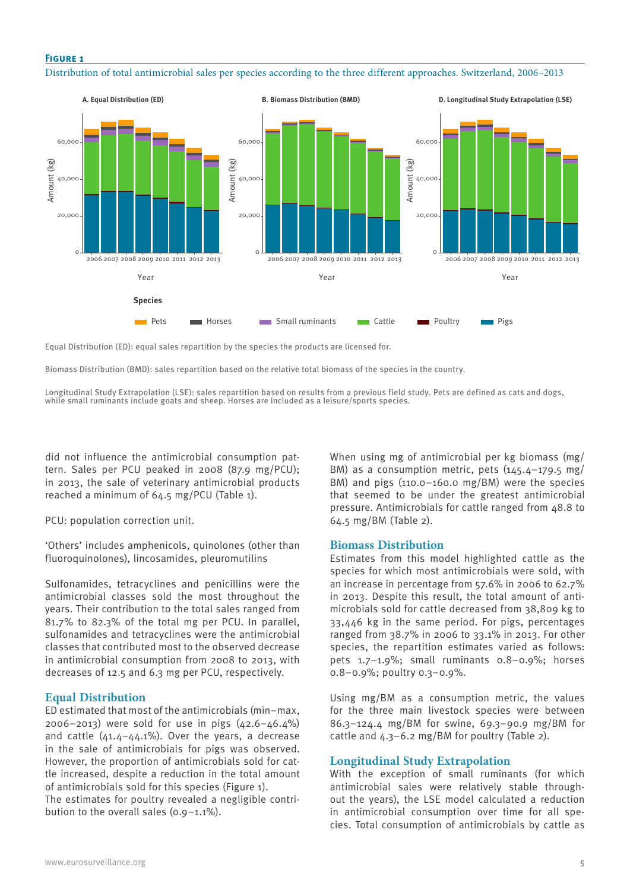**Figure 1**

Distribution of total antimicrobial sales per species according to the three different approaches. Switzerland, 2006–2013

A. Equal Distribution (ED)

B. Biomass Distribution (BMD)

D. Longitudinal Study Extrapolation (LSE)

Species: Pets, Horses, Small ruminants, Cattle, Poultry, Pigs

Equal Distribution (ED): equal sales repartition by the species the products are licensed for.

Biomass Distribution (BMD): sales repartition based on the relative total biomass of the species in the country.

Longitudinal Study Extrapolation (LSE): sales repartition based on results from a previous field study. Pets are defined as cats and dogs, while small ruminants include goats and sheep. Horses are included as a leisure/sports species.

did not influence the antimicrobial consumption pattern. Sales per PCU peaked in 2008 (87.9 mg/PCU); in 2013, the sale of veterinary antimicrobial products reached a minimum of 64.5 mg/PCU (Table 1).

PCU: population correction unit.

'Others' includes amphenicols, quinolones (other than fluoroquinolones), lincosamides, pleuromutilins

Sulfonamides, tetracyclines and penicillins were the antimicrobial classes sold the most throughout the years. Their contribution to the total sales ranged from 81.7% to 82.3% of the total mg per PCU. In parallel, sulfonamides and tetracyclines were the antimicrobial classes that contributed most to the observed decrease in antimicrobial consumption from 2008 to 2013, with decreases of 12.5 and 6.3 mg per PCU, respectively.

## Equal Distribution

ED estimated that most of the antimicrobials (min–max, 2006–2013) were sold for use in pigs (42.6–46.4%) and cattle (41.4–44.1%). Over the years, a decrease in the sale of antimicrobials for pigs was observed. However, the proportion of antimicrobials sold for cattle increased, despite a reduction in the total amount of antimicrobials sold for this species (Figure 1). The estimates for poultry revealed a negligible contribution to the overall sales (0.9–1.1%).

When using mg of antimicrobial per kg biomass (mg/BM) as a consumption metric, pets (145.4–179.5 mg/BM) and pigs (110.0–160.0 mg/BM) were the species that seemed to be under the greatest antimicrobial pressure. Antimicrobials for cattle ranged from 48.8 to 64.5 mg/BM (Table 2).

## Biomass Distribution

Estimates from this model highlighted cattle as the species for which most antimicrobials were sold, with an increase in percentage from 57.6% in 2006 to 62.7% in 2013. Despite this result, the total amount of antimicrobials sold for cattle decreased from 38,809 kg to 33,446 kg in the same period. For pigs, percentages ranged from 38.7% in 2006 to 33.1% in 2013. For other species, the repartition estimates varied as follows: pets 1.7–1.9%; small ruminants 0.8–0.9%; horses 0.8–0.9%; poultry 0.3–0.9%.

Using mg/BM as a consumption metric, the values for the three main livestock species were between 86.3–124.4 mg/BM for swine, 69.3–90.9 mg/BM for cattle and 4.3–6.2 mg/BM for poultry (Table 2).

## Longitudinal Study Extrapolation

With the exception of small ruminants (for which antimicrobial sales were relatively stable throughout the years), the LSE model calculated a reduction in antimicrobial consumption over time for all species. Total consumption of antimicrobials by cattle as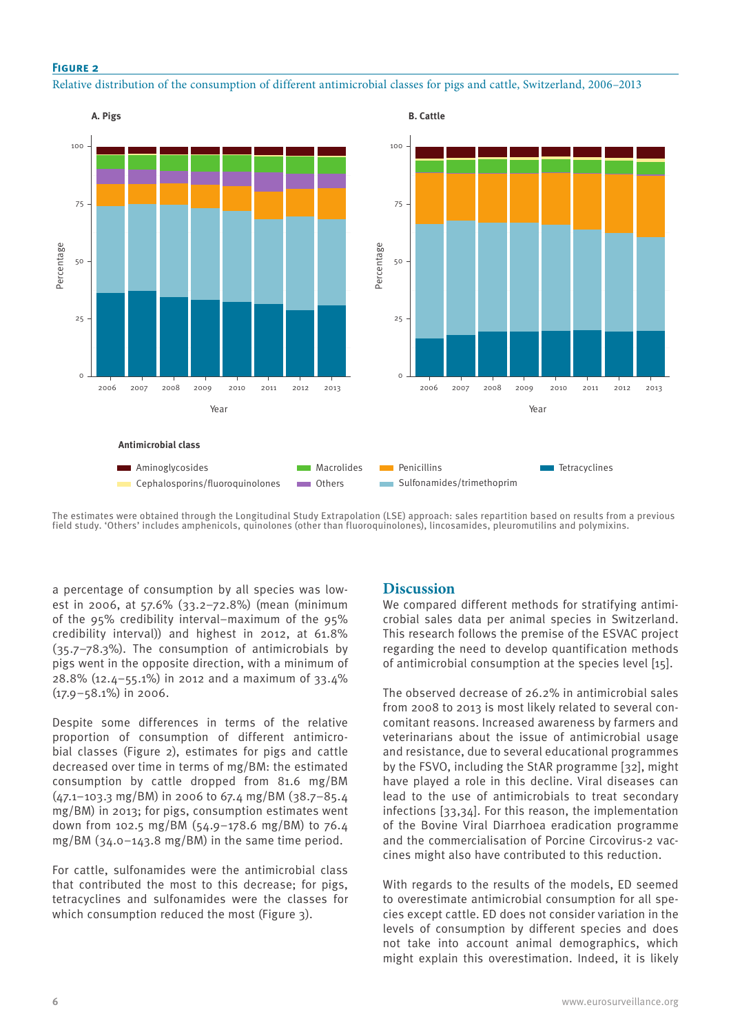**Figure 2**

Relative distribution of the consumption of different antimicrobial classes for pigs and cattle, Switzerland, 2006–2013

The estimates were obtained through the Longitudinal Study Extrapolation (LSE) approach: sales repartition based on results from a previous field study. 'Others' includes amphenicols, quinolones (other than fluoroquinolones), lincosamides, pleuromutilins and polymyxins.

a percentage of consumption by all species was lowest in 2006, at 57.6% (33.2–72.8%) (mean (minimum of the 95% credibility interval–maximum of the 95% credibility interval)) and highest in 2012, at 61.8% (35.7–78.3%). The consumption of antimicrobials by pigs went in the opposite direction, with a minimum of 28.8% (12.4–55.1%) in 2012 and a maximum of 33.4% (17.9–58.1%) in 2006.

Despite some differences in terms of the relative proportion of consumption of different antimicrobial classes (Figure 2), estimates for pigs and cattle decreased over time in terms of mg/BM: the estimated consumption by cattle dropped from 81.6 mg/BM (47.1–103.3 mg/BM) in 2006 to 67.4 mg/BM (38.7–85.4 mg/BM) in 2013; for pigs, consumption estimates went down from 102.5 mg/BM (54.9–178.6 mg/BM) to 76.4 mg/BM (34.0–143.8 mg/BM) in the same time period.

For cattle, sulfonamides were the antimicrobial class that contributed the most to this decrease; for pigs, tetracyclines and sulfonamides were the classes for which consumption reduced the most (Figure 3).

## Discussion

We compared different methods for stratifying antimicrobial sales data per animal species in Switzerland. This research follows the premise of the ESVAC project regarding the need to develop quantification methods of antimicrobial consumption at the species level [15].

The observed decrease of 26.2% in antimicrobial sales from 2008 to 2013 is most likely related to several concomitant reasons. Increased awareness by farmers and veterinarians about the issue of antimicrobial usage and resistance, due to several educational programmes by the FSVO, including the StAR programme [32], might have played a role in this decline. Viral diseases can lead to the use of antimicrobials to treat secondary infections [33,34]. For this reason, the implementation of the Bovine Viral Diarrhoea eradication programme and the commercialisation of Porcine Circovirus-2 vaccines might also have contributed to this reduction.

With regards to the results of the models, ED seemed to overestimate antimicrobial consumption for all species except cattle. ED does not consider variation in the levels of consumption by different species and does not take into account animal demographics, which might explain this overestimation. Indeed, it is likely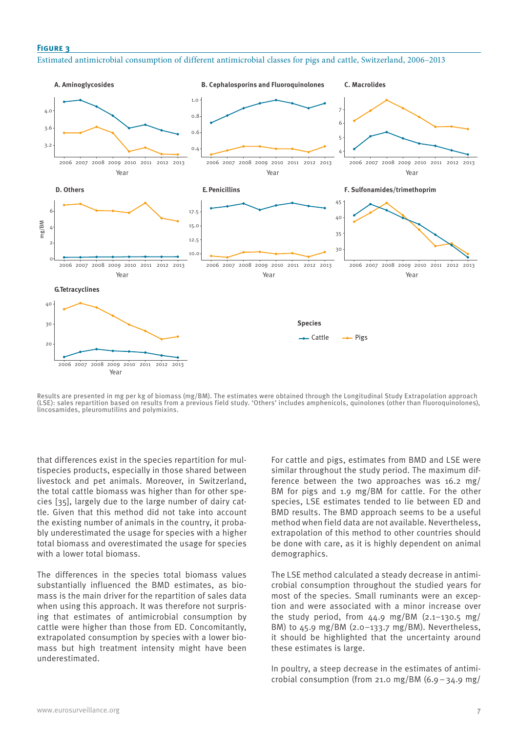**Figure 3**

Estimated antimicrobial consumption of different antimicrobial classes for pigs and cattle, Switzerland, 2006–2013

Results are presented in mg per kg of biomass (mg/BM). The estimates were obtained through the Longitudinal Study Extrapolation approach (LSE): sales repartition based on results from a previous field study. 'Others' includes amphenicols, quinolones (other than fluoroquinolones), lincosamides, pleuromutilins and polymixins.

that differences exist in the species repartition for multispecies products, especially in those shared between livestock and pet animals. Moreover, in Switzerland, the total cattle biomass was higher than for other species [35], largely due to the large number of dairy cattle. Given that this method did not take into account the existing number of animals in the country, it probably underestimated the usage for species with a higher total biomass and overestimated the usage for species with a lower total biomass.

The differences in the species total biomass values substantially influenced the BMD estimates, as biomass is the main driver for the repartition of sales data when using this approach. It was therefore not surprising that estimates of antimicrobial consumption by cattle were higher than those from ED. Concomitantly, extrapolated consumption by species with a lower biomass but high treatment intensity might have been underestimated.

For cattle and pigs, estimates from BMD and LSE were similar throughout the study period. The maximum difference between the two approaches was 16.2 mg/BM for pigs and 1.9 mg/BM for cattle. For the other species, LSE estimates tended to lie between ED and BMD results. The BMD approach seems to be a useful method when field data are not available. Nevertheless, extrapolation of this method to other countries should be done with care, as it is highly dependent on animal demographics.

The LSE method calculated a steady decrease in antimicrobial consumption throughout the studied years for most of the species. Small ruminants were an exception and were associated with a minor increase over the study period, from 44.9 mg/BM (2.1–130.5 mg/BM) to 45.9 mg/BM (2.0–133.7 mg/BM). Nevertheless, it should be highlighted that the uncertainty around these estimates is large.

In poultry, a steep decrease in the estimates of antimicrobial consumption (from 21.0 mg/BM (6.9–34.9 mg/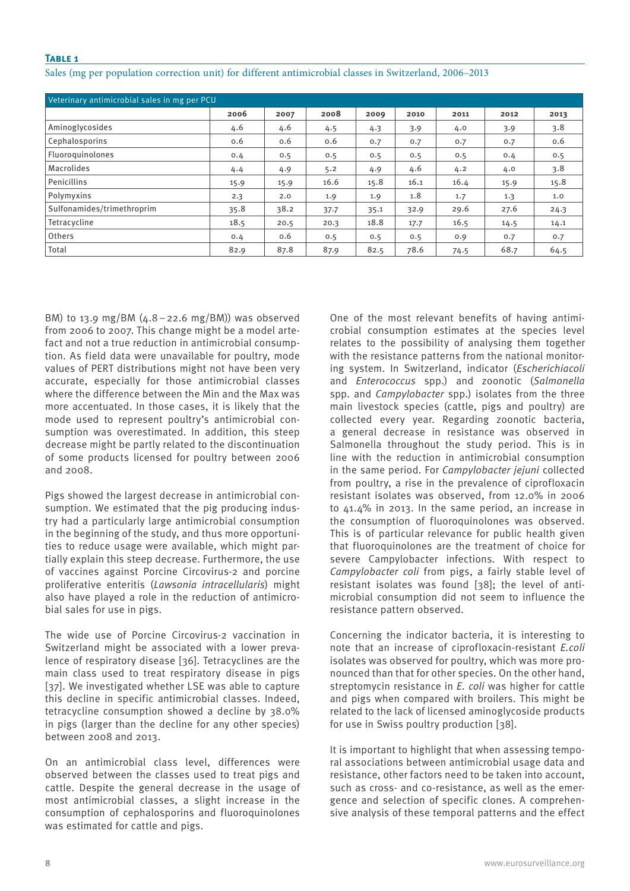**Table 1**

Sales (mg per population correction unit) for different antimicrobial classes in Switzerland, 2006–2013

| Veterinary antimicrobial sales in mg per PCU | | | | | | | | |
|---|---|---|---|---|---|---|---|---|
| | 2006 | 2007 | 2008 | 2009 | 2010 | 2011 | 2012 | 2013 |
| Aminoglycosides | 4.6 | 4.6 | 4.5 | 4.3 | 3.9 | 4.0 | 3.9 | 3.8 |
| Cephalosporins | 0.6 | 0.6 | 0.6 | 0.7 | 0.7 | 0.7 | 0.7 | 0.6 |
| Fluoroquinolones | 0.4 | 0.5 | 0.5 | 0.5 | 0.5 | 0.5 | 0.4 | 0.5 |
| Macrolides | 4.4 | 4.9 | 5.2 | 4.9 | 4.6 | 4.2 | 4.0 | 3.8 |
| Penicillins | 15.9 | 15.9 | 16.6 | 15.8 | 16.1 | 16.4 | 15.9 | 15.8 |
| Polymyxins | 2.3 | 2.0 | 1.9 | 1.9 | 1.8 | 1.7 | 1.3 | 1.0 |
| Sulfonamides/trimethroprim | 35.8 | 38.2 | 37.7 | 35.1 | 32.9 | 29.6 | 27.6 | 24.3 |
| Tetracycline | 18.5 | 20.5 | 20.3 | 18.8 | 17.7 | 16.5 | 14.5 | 14.1 |
| Others | 0.4 | 0.6 | 0.5 | 0.5 | 0.5 | 0.9 | 0.7 | 0.7 |
| Total | 82.9 | 87.8 | 87.9 | 82.5 | 78.6 | 74.5 | 68.7 | 64.5 |

BM) to 13.9 mg/BM (4.8 – 22.6 mg/BM)) was observed from 2006 to 2007. This change might be a model artefact and not a true reduction in antimicrobial consumption. As field data were unavailable for poultry, mode values of PERT distributions might not have been very accurate, especially for those antimicrobial classes where the difference between the Min and the Max was more accentuated. In those cases, it is likely that the mode used to represent poultry's antimicrobial consumption was overestimated. In addition, this steep decrease might be partly related to the discontinuation of some products licensed for poultry between 2006 and 2008.

Pigs showed the largest decrease in antimicrobial consumption. We estimated that the pig producing industry had a particularly large antimicrobial consumption in the beginning of the study, and thus more opportunities to reduce usage were available, which might partially explain this steep decrease. Furthermore, the use of vaccines against Porcine Circovirus-2 and porcine proliferative enteritis (*Lawsonia intracellularis*) might also have played a role in the reduction of antimicrobial sales for use in pigs.

The wide use of Porcine Circovirus-2 vaccination in Switzerland might be associated with a lower prevalence of respiratory disease [36]. Tetracyclines are the main class used to treat respiratory disease in pigs [37]. We investigated whether LSE was able to capture this decline in specific antimicrobial classes. Indeed, tetracycline consumption showed a decline by 38.0% in pigs (larger than the decline for any other species) between 2008 and 2013.

On an antimicrobial class level, differences were observed between the classes used to treat pigs and cattle. Despite the general decrease in the usage of most antimicrobial classes, a slight increase in the consumption of cephalosporins and fluoroquinolones was estimated for cattle and pigs.

One of the most relevant benefits of having antimicrobial consumption estimates at the species level relates to the possibility of analysing them together with the resistance patterns from the national monitoring system. In Switzerland, indicator (*Escherichiacoli* and *Enterococcus* spp.) and zoonotic (*Salmonella* spp. and *Campylobacter* spp.) isolates from the three main livestock species (cattle, pigs and poultry) are collected every year. Regarding zoonotic bacteria, a general decrease in resistance was observed in Salmonella throughout the study period. This is in line with the reduction in antimicrobial consumption in the same period. For *Campylobacter jejuni* collected from poultry, a rise in the prevalence of ciprofloxacin resistant isolates was observed, from 12.0% in 2006 to 41.4% in 2013. In the same period, an increase in the consumption of fluoroquinolones was observed. This is of particular relevance for public health given that fluoroquinolones are the treatment of choice for severe Campylobacter infections. With respect to *Campylobacter coli* from pigs, a fairly stable level of resistant isolates was found [38]; the level of antimicrobial consumption did not seem to influence the resistance pattern observed.

Concerning the indicator bacteria, it is interesting to note that an increase of ciprofloxacin-resistant *E.coli* isolates was observed for poultry, which was more pronounced than that for other species. On the other hand, streptomycin resistance in *E. coli* was higher for cattle and pigs when compared with broilers. This might be related to the lack of licensed aminoglycoside products for use in Swiss poultry production [38].

It is important to highlight that when assessing temporal associations between antimicrobial usage data and resistance, other factors need to be taken into account, such as cross- and co-resistance, as well as the emergence and selection of specific clones. A comprehensive analysis of these temporal patterns and the effect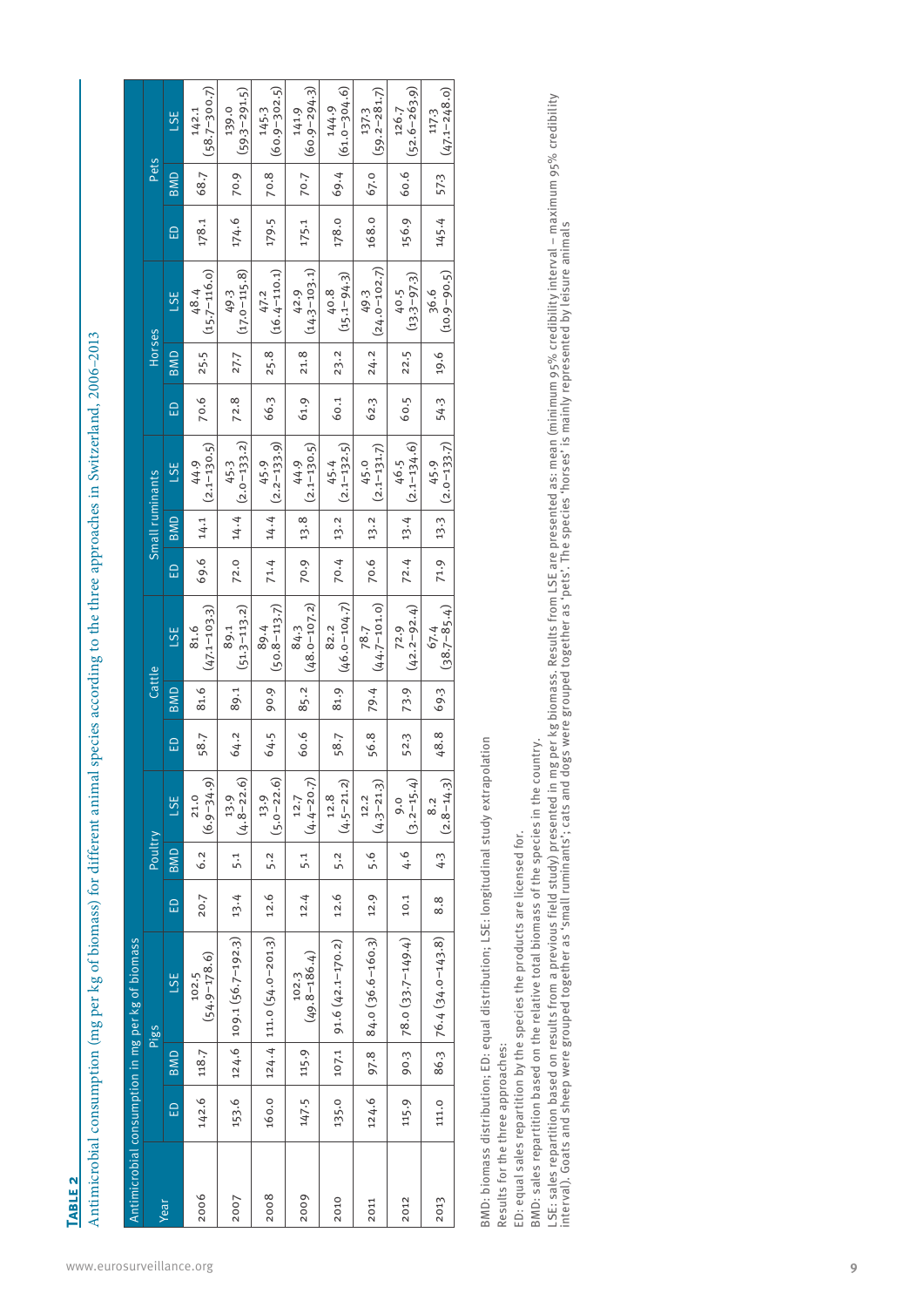**Table 2**

Antimicrobial consumption (mg per kg of biomass) for different animal species according to the three approaches in Switzerland, 2006–2013

| Year | Antimicrobial consumption in mg per kg of biomass | | | | | | | | | | | | | | |
|---|---|---|---|---|---|---|---|---|---|---|---|---|---|---|---|
| | Pigs | | | Poultry | | | Cattle | | | Small ruminants | | | Horses | | | Pets | | |
| | ED | BMD | LSE | ED | BMD | LSE | ED | BMD | LSE | ED | BMD | LSE | ED | BMD | LSE | ED | BMD | LSE |
| 2006 | 142.6 | 118.7 | 102.5 (54.9–178.6) | 20.7 | 6.2 | 21.0 (6.9–34.9) | 58.7 | 81.6 | 81.6 (47.1–103.3) | 69.6 | 14.1 | 44.9 (2.1–130.5) | 70.6 | 25.5 | 48.4 (15.7–116.0) | 178.1 | 68.7 | 142.1 (58.7–300.7) |
| 2007 | 153.6 | 124.6 | 109.1 (56.7–192.3) | 13.4 | 5.1 | 13.9 (4.8–22.6) | 64.2 | 89.1 | 89.1 (51.3–113.2) | 72.0 | 14.4 | 45.3 (2.0–133.2) | 72.8 | 27.7 | 49.3 (17.0–115.8) | 174.6 | 70.9 | 139.0 (59.3–291.5) |
| 2008 | 160.0 | 124.4 | 111.0 (54.0–201.3) | 12.6 | 5.2 | 13.9 (5.0–22.6) | 64.5 | 90.9 | 89.4 (50.8–113.7) | 71.4 | 14.4 | 45.9 (2.2–133.9) | 66.3 | 25.8 | 47.2 (16.4–110.1) | 179.5 | 70.8 | 145.3 (60.9–302.5) |
| 2009 | 147.5 | 115.9 | 102.3 (49.8–186.4) | 12.4 | 5.1 | 12.7 (4.4–20.7) | 60.6 | 85.2 | 84.3 (48.0–107.2) | 70.9 | 13.8 | 44.9 (2.1–130.5) | 61.9 | 21.8 | 42.9 (14.3–103.1) | 175.1 | 70.7 | 141.9 (60.9–294.3) |
| 2010 | 135.0 | 107.1 | 91.6 (42.1–170.2) | 12.6 | 5.2 | 12.8 (4.5–21.2) | 58.7 | 81.9 | 82.2 (46.0–104.7) | 70.4 | 13.2 | 45.4 (2.1–132.5) | 60.1 | 23.2 | 40.8 (15.1–94.3) | 178.0 | 69.4 | 144.9 (61.0–304.6) |
| 2011 | 124.6 | 97.8 | 84.0 (36.6–160.3) | 12.9 | 5.6 | 12.2 (4.3–21.3) | 56.8 | 79.4 | 78.7 (44.7–101.0) | 70.6 | 13.2 | 45.0 (2.1–131.7) | 62.3 | 24.2 | 49.3 (24.0–102.7) | 168.0 | 67.0 | 137.3 (59.2–281.7) |
| 2012 | 115.9 | 90.3 | 78.0 (33.7–149.4) | 10.1 | 4.6 | 9.0 (3.2–15.4) | 52.3 | 73.9 | 72.9 (42.2–92.4) | 72.4 | 13.4 | 46.5 (2.1–134.6) | 60.5 | 22.5 | 40.5 (13.3–97.3) | 156.9 | 60.6 | 126.7 (52.6–263.9) |
| 2013 | 111.0 | 86.3 | 76.4 (34.0–143.8) | 8.8 | 4.3 | 8.2 (2.8–14.3) | 48.8 | 69.3 | 67.4 (38.7–85.4) | 71.9 | 13.3 | 45.9 (2.0–133.7) | 54.3 | 19.6 | 36.6 (10.9–90.5) | 145.4 | 57.3 | 117.3 (47.1–248.0) |

BMD: biomass distribution; ED: equal distribution; LSE: longitudinal study extrapolation

Results for the three approaches:

ED: equal sales repartition by the species the products are licensed for.

BMD: sales repartition based on the relative total biomass of the species in the country.

LSE: sales repartition based on results from a previous field study) presented in mg per kg biomass. Results from LSE are presented as: mean (minimum 95% credibility interval – maximum 95% credibility interval). Goats and sheep were grouped together as 'small ruminants'; cats and dogs were grouped together as 'pets'. The species 'horses' is mainly represented by leisure animals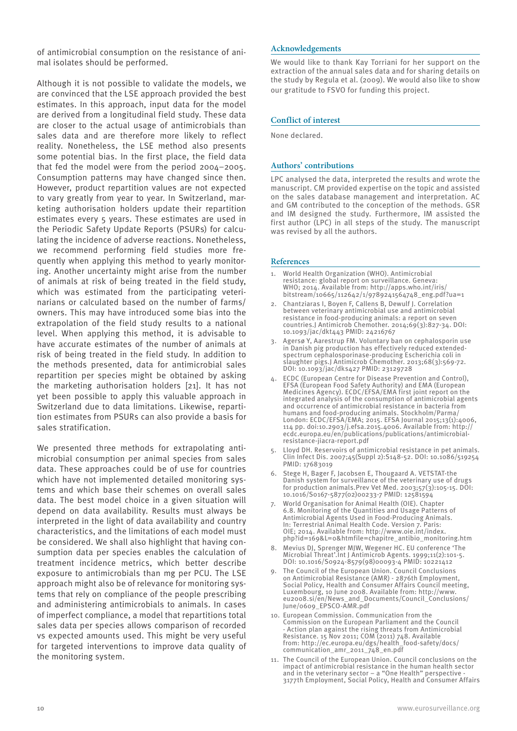of antimicrobial consumption on the resistance of animal isolates should be performed.

Although it is not possible to validate the models, we are convinced that the LSE approach provided the best estimates. In this approach, input data for the model are derived from a longitudinal field study. These data are closer to the actual usage of antimicrobials than sales data and are therefore more likely to reflect reality. Nonetheless, the LSE method also presents some potential bias. In the first place, the field data that fed the model were from the period 2004–2005. Consumption patterns may have changed since then. However, product repartition values are not expected to vary greatly from year to year. In Switzerland, marketing authorisation holders update their repartition estimates every 5 years. These estimates are used in the Periodic Safety Update Reports (PSURs) for calculating the incidence of adverse reactions. Nonetheless, we recommend performing field studies more frequently when applying this method to yearly monitoring. Another uncertainty might arise from the number of animals at risk of being treated in the field study, which was estimated from the participating veterinarians or calculated based on the number of farms/owners. This may have introduced some bias into the extrapolation of the field study results to a national level. When applying this method, it is advisable to have accurate estimates of the number of animals at risk of being treated in the field study. In addition to the methods presented, data for antimicrobial sales repartition per species might be obtained by asking the marketing authorisation holders [21]. It has not yet been possible to apply this valuable approach in Switzerland due to data limitations. Likewise, repartition estimates from PSURs can also provide a basis for sales stratification.

We presented three methods for extrapolating antimicrobial consumption per animal species from sales data. These approaches could be of use for countries which have not implemented detailed monitoring systems and which base their schemes on overall sales data. The best model choice in a given situation will depend on data availability. Results must always be interpreted in the light of data availability and country characteristics, and the limitations of each model must be considered. We shall also highlight that having consumption data per species enables the calculation of treatment incidence metrics, which better describe exposure to antimicrobials than mg per PCU. The LSE approach might also be of relevance for monitoring systems that rely on compliance of the people prescribing and administering antimicrobials to animals. In cases of imperfect compliance, a model that repartitions total sales data per species allows comparison of recorded vs expected amounts used. This might be very useful for targeted interventions to improve data quality of the monitoring system.

## Acknowledgements

We would like to thank Kay Torriani for her support on the extraction of the annual sales data and for sharing details on the study by Regula et al. (2009). We would also like to show our gratitude to FSVO for funding this project.

## Conflict of interest

None declared.

## Authors' contributions

LPC analysed the data, interpreted the results and wrote the manuscript. CM provided expertise on the topic and assisted on the sales database management and interpretation. AC and GM contributed to the conception of the methods. GSR and IM designed the study. Furthermore, IM assisted the first author (LPC) in all steps of the study. The manuscript was revised by all the authors.

## References

1. World Health Organization (WHO). Antimicrobial resistance: global report on surveillance. Geneva: WHO; 2014. Available from: http://apps.who.int/iris/bitstream/10665/112642/1/9789241564748_eng.pdf?ua=1
2. Chantziaras I, Boyen F, Callens B, Dewulf J. Correlation between veterinary antimicrobial use and antimicrobial resistance in food-producing animals: a report on seven countries.J Antimicrob Chemother. 2014;69(3):827-34. DOI: 10.1093/jac/dkt443 PMID: 24216767
3. Agersø Y, Aarestrup FM. Voluntary ban on cephalosporin use in Danish pig production has effectively reduced extended-spectrum cephalosporinase-producing Escherichia coli in slaughter pigs.J Antimicrob Chemother. 2013;68(3):569-72. DOI: 10.1093/jac/dks427 PMID: 23129728
4. ECDC (European Centre for Disease Prevention and Control), EFSA (European Food Safety Authority) and EMA (European Medicines Agency). ECDC/EFSA/EMA first joint report on the integrated analysis of the consumption of antimicrobial agents and occurrence of antimicrobial resistance in bacteria from humans and food-producing animals. Stockholm/Parma/London: ECDC/EFSA/EMA; 2015. EFSA Journal 2015;13(1):4006, 114 pp. doi:10.2903/j.efsa.2015.4006. Available from: http://ecdc.europa.eu/en/publications/publications/antimicrobial-resistance-jiacra-report.pdf
5. Lloyd DH. Reservoirs of antimicrobial resistance in pet animals. Clin Infect Dis. 2007;45(Suppl 2):S148-52. DOI: 10.1086/519254 PMID: 17683019
6. Stege H, Bager F, Jacobsen E, Thougaard A. VETSTAT-the Danish system for surveillance of the veterinary use of drugs for production animals.Prev Vet Med. 2003;57(3):105-15. DOI: 10.1016/S0167-5877(02)00233-7 PMID: 12581594
7. World Organisation for Animal Health (OIE). Chapter 6.8. Monitoring of the Quantities and Usage Patterns of Antimicrobial Agents Used in Food-Producing Animals. In: Terrestrial Animal Health Code. Version 7. Paris: OIE; 2014. Available from: http://www.oie.int/index.php?id=169&L=0&htmfile=chapitre_antibio_monitoring.htm
8. Mevius DJ, Sprenger MJW, Wegener HC. EU conference 'The Microbial Threat'.Int J Antimicrob Agents. 1999;11(2):101-5. DOI: 10.1016/S0924-8579(98)00093-4 PMID: 10221412
9. The Council of the European Union. Council Conclusions on Antimicrobial Resistance (AMR) - 2876th Employment, Social Policy, Health and Consumer Affairs Council meeting, Luxembourg, 10 June 2008. Available from: http://www.eu2008.si/en/News_and_Documents/Council_Conclusions/June/0609_EPSCO-AMR.pdf
10. European Commission. Communication from the Commission on the European Parliament and the Council - Action plan against the rising threats from Antimicrobial Resistance. 15 Nov 2011; COM (2011) 748. Available from: http://ec.europa.eu/dgs/health_food-safety/docs/communication_amr_2011_748_en.pdf
11. The Council of the European Union. Council conclusions on the impact of antimicrobial resistance in the human health sector and in the veterinary sector – a "One Health" perspective - 3177th Employment, Social Policy, Health and Consumer Affairs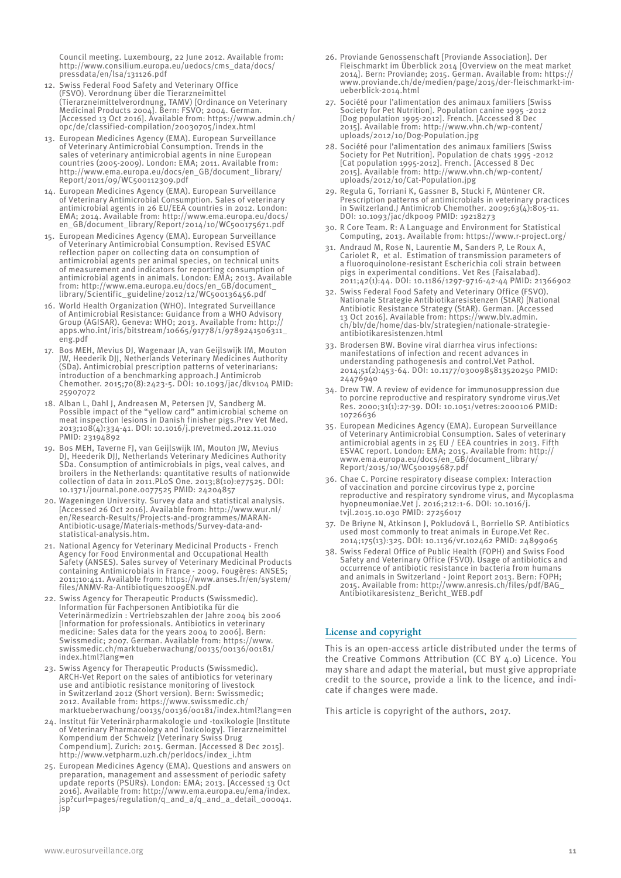Council meeting. Luxembourg, 22 June 2012. Available from: http://www.consilium.europa.eu/uedocs/cms_data/docs/pressdata/en/lsa/131126.pdf

12. Swiss Federal Food Safety and Veterinary Office (FSVO). Verordnung über die Tierarzneimittel (Tierarzneimittelverordnung, TAMV) [Ordinance on Veterinary Medicinal Products 2004]. Bern: FSVO; 2004. German. [Accessed 13 Oct 2016]. Available from: https://www.admin.ch/opc/de/classified-compilation/20030705/index.html
13. European Medicines Agency (EMA). European Surveillance of Veterinary Antimicrobial Consumption. Trends in the sales of veterinary antimicrobial agents in nine European countries (2005-2009). London: EMA; 2011. Available from: http://www.ema.europa.eu/docs/en_GB/document_library/Report/2011/09/WC500112309.pdf
14. European Medicines Agency (EMA). European Surveillance of Veterinary Antimicrobial Consumption. Sales of veterinary antimicrobial agents in 26 EU/EEA countries in 2012. London: EMA; 2014. Available from: http://www.ema.europa.eu/docs/en_GB/document_library/Report/2014/10/WC500175671.pdf
15. European Medicines Agency (EMA). European Surveillance of Veterinary Antimicrobial Consumption. Revised ESVAC reflection paper on collecting data on consumption of antimicrobial agents per animal species, on technical units of measurement and indicators for reporting consumption of antimicrobial agents in animals. London: EMA; 2013. Available from: http://www.ema.europa.eu/docs/en_GB/document_library/Scientific_guideline/2012/12/WC500136456.pdf
16. World Health Organization (WHO). Integrated Surveillance of Antimicrobial Resistance: Guidance from a WHO Advisory Group (AGISAR). Geneva: WHO; 2013. Available from: http://apps.who.int/iris/bitstream/10665/91778/1/9789241506311_eng.pdf
17. Bos MEH, Mevius DJ, Wagenaar JA, van Geijlswijk IM, Mouton JW, Heederik DJJ, Netherlands Veterinary Medicines Authority (SDa). Antimicrobial prescription patterns of veterinarians: introduction of a benchmarking approach.J Antimicrob Chemother. 2015;70(8):2423-5. DOI: 10.1093/jac/dkv104 PMID: 25907072
18. Alban L, Dahl J, Andreasen M, Petersen JV, Sandberg M. Possible impact of the "yellow card" antimicrobial scheme on meat inspection lesions in Danish finisher pigs.Prev Vet Med. 2013;108(4):334-41. DOI: 10.1016/j.prevetmed.2012.11.010 PMID: 23194892
19. Bos MEH, Taverne FJ, van Geijlswijk IM, Mouton JW, Mevius DJ, Heederik DJJ, Netherlands Veterinary Medicines Authority SDa. Consumption of antimicrobials in pigs, veal calves, and broilers in the Netherlands: quantitative results of nationwide collection of data in 2011.PLoS One. 2013;8(10):e77525. DOI: 10.1371/journal.pone.0077525 PMID: 24204857
20. Wageningen University. Survey data and statistical analysis. [Accessed 26 Oct 2016]. Available from: http://www.wur.nl/en/Research-Results/Projects-and-programmes/MARAN-Antibiotic-usage/Materials-methods/Survey-data-and-statistical-analysis.htm.
21. National Agency for Veterinary Medicinal Products - French Agency for Food Environmental and Occupational Health Safety (ANSES). Sales survey of Veterinary Medicinal Products containing Antimicrobials in France - 2009. Fougères: ANSES; 2011;10:411. Available from: https://www.anses.fr/en/system/files/ANMV-Ra-Antibiotiques2009EN.pdf
22. Swiss Agency for Therapeutic Products (Swissmedic). Information für Fachpersonen Antibiotika für die Veterinärmedizin : Vertriebszahlen der Jahre 2004 bis 2006 [Information for professionals. Antibiotics in veterinary medicine: Sales data for the years 2004 to 2006]. Bern: Swissmedic; 2007. German. Available from: https://www.swissmedic.ch/marktueberwachung/00135/00136/00181/index.html?lang=en
23. Swiss Agency for Therapeutic Products (Swissmedic). ARCH-Vet Report on the sales of antibiotics for veterinary use and antibiotic resistance monitoring of livestock in Switzerland 2012 (Short version). Bern: Swissmedic; 2012. Available from: https://www.swissmedic.ch/marktueberwachung/00135/00136/00181/index.html?lang=en
24. Institut für Veterinärpharmakologie und -toxikologie [Institute of Veterinary Pharmacology and Toxicology]. Tierarzneimittel Kompendium der Schweiz [Veterinary Swiss Drug Compendium]. Zurich: 2015. German. [Accessed 8 Dec 2015]. http://www.vetpharm.uzh.ch/perldocs/index_i.htm
25. European Medicines Agency (EMA). Questions and answers on preparation, management and assessment of periodic safety update reports (PSURs). London: EMA; 2013. [Accessed 13 Oct 2016]. Available from: http://www.ema.europa.eu/ema/index.jsp?curl=pages/regulation/q_and_a/q_and_a_detail_000041.jsp
26. Proviande Genossenschaft [Proviande Association]. Der Fleischmarkt im Überblick 2014 [Overview on the meat market 2014]. Bern: Proviande; 2015. German. Available from: https://www.proviande.ch/de/medien/page/2015/der-fleischmarkt-im-ueberblick-2014.html
27. Société pour l'alimentation des animaux familiers [Swiss Society for Pet Nutrition]. Population canine 1995 -2012 [Dog population 1995-2012]. French. [Accessed 8 Dec 2015]. Available from: http://www.vhn.ch/wp-content/uploads/2012/10/Dog-Population.jpg
28. Société pour l'alimentation des animaux familiers [Swiss Society for Pet Nutrition]. Population de chats 1995 -2012 [Cat population 1995-2012]. French. [Accessed 8 Dec 2015]. Available from: http://www.vhn.ch/wp-content/uploads/2012/10/Cat-Population.jpg
29. Regula G, Torriani K, Gassner B, Stucki F, Müntener CR. Prescription patterns of antimicrobials in veterinary practices in Switzerland.J Antimicrob Chemother. 2009;63(4):805-11. DOI: 10.1093/jac/dkp009 PMID: 19218273
30. R Core Team. R: A Language and Environment for Statistical Computing, 2013. Available from: https://www.r-project.org/
31. Andraud M, Rose N, Laurentie M, Sanders P, Le Roux A, Cariolet R, et al. Estimation of transmission parameters of a fluoroquinolone-resistant Escherichia coli strain between pigs in experimental conditions. Vet Res (Faisalabad). 2011;42(1):44. DOI: 10.1186/1297-9716-42-44 PMID: 21366902
32. Swiss Federal Food Safety and Veterinary Office (FSVO). Nationale Strategie Antibiotikaresistenzen (StAR) [National Antibiotic Resistance Strategy (StAR). German. [Accessed 13 Oct 2016]. Available from: https://www.blv.admin.ch/blv/de/home/das-blv/strategien/nationale-strategie-antibiotikaresistenzen.html
33. Brodersen BW. Bovine viral diarrhea virus infections: manifestations of infection and recent advances in understanding pathogenesis and control.Vet Pathol. 2014;51(2):453-64. DOI: 10.1177/0300985813520250 PMID: 24476940
34. Drew TW. A review of evidence for immunosuppression due to porcine reproductive and respiratory syndrome virus.Vet Res. 2000;31(1):27-39. DOI: 10.1051/vetres:2000106 PMID: 10726636
35. European Medicines Agency (EMA). European Surveillance of Veterinary Antimicrobial Consumption. Sales of veterinary antimicrobial agents in 25 EU / EEA countries in 2013. Fifth ESVAC report. London: EMA; 2015. Available from: http://www.ema.europa.eu/docs/en_GB/document_library/Report/2015/10/WC500195687.pdf
36. Chae C. Porcine respiratory disease complex: Interaction of vaccination and porcine circovirus type 2, porcine reproductive and respiratory syndrome virus, and Mycoplasma hyopneumoniae.Vet J. 2016;212:1-6. DOI: 10.1016/j.tvjl.2015.10.030 PMID: 27256017
37. De Briyne N, Atkinson J, Pokludová L, Borriello SP. Antibiotics used most commonly to treat animals in Europe.Vet Rec. 2014;175(13):325. DOI: 10.1136/vr.102462 PMID: 24899065
38. Swiss Federal Office of Public Health (FOPH) and Swiss Food Safety and Veterinary Office (FSVO). Usage of antibiotics and occurrence of antibiotic resistance in bacteria from humans and animals in Switzerland - Joint Report 2013. Bern: FOPH; 2015. Available from: http://www.anresis.ch/files/pdf/BAG_Antibiotikaresistenz_Bericht_WEB.pdf

## License and copyright

This is an open-access article distributed under the terms of the Creative Commons Attribution (CC BY 4.0) Licence. You may share and adapt the material, but must give appropriate credit to the source, provide a link to the licence, and indicate if changes were made.

This article is copyright of the authors, 2017.